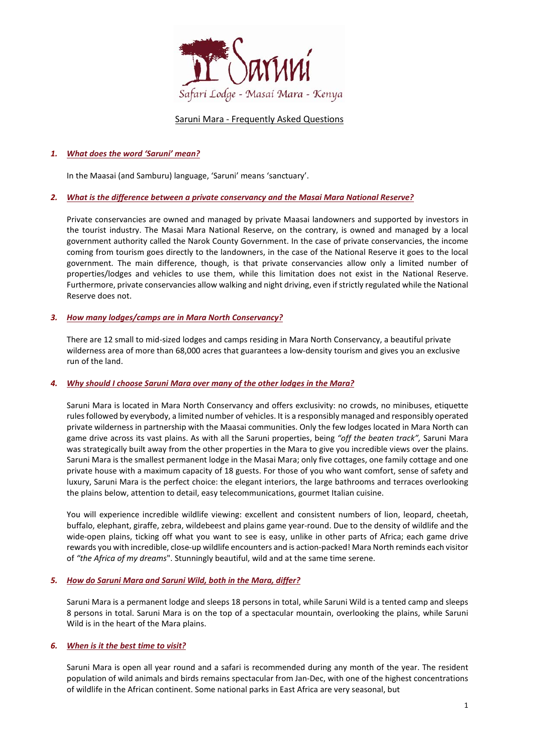Saruni

Safari Lodge - Masai Mara - Kenya

# Saruni Mara - Frequently Asked Questions

### 1. *What does the word 'Saruni' mean?*

In the Maasai (and Samburu) language, 'Saruni' means 'sanctuary'.

### 2. *What is the difference between a private conservancy and the Masai Mara National Reserve?*

Private conservancies are owned and managed by private Maasai landowners and supported by investors in the tourist industry. The Masai Mara National Reserve, on the contrary, is owned and managed by a local government authority called the Narok County Government. In the case of private conservancies, the income coming from tourism goes directly to the landowners, in the case of the National Reserve it goes to the local government. The main difference, though, is that private conservancies allow only a limited number of properties/lodges and vehicles to use them, while this limitation does not exist in the National Reserve. Furthermore, private conservancies allow walking and night driving, even if strictly regulated while the National Reserve does not.

### 3. *How many lodges/camps are in Mara North Conservancy?*

There are 12 small to mid-sized lodges and camps residing in Mara North Conservancy, a beautiful private wilderness area of more than 68,000 acres that guarantees a low-density tourism and gives you an exclusive run of the land.

### 4. *Why should I choose Saruni Mara over many of the other lodges in the Mara?*

Saruni Mara is located in Mara North Conservancy and offers exclusivity: no crowds, no minibuses, etiquette rules followed by everybody, a limited number of vehicles. It is a responsibly managed and responsibly operated private wilderness in partnership with the Maasai communities. Only the few lodges located in Mara North can game drive across its vast plains. As with all the Saruni properties, being *"off the beaten track",* Saruni Mara was strategically built away from the other properties in the Mara to give you incredible views over the plains. Saruni Mara is the smallest permanent lodge in the Masai Mara; only five cottages, one family cottage and one private house with a maximum capacity of 18 guests. For those of you who want comfort, sense of safety and luxury, Saruni Mara is the perfect choice: the elegant interiors, the large bathrooms and terraces overlooking the plains below, attention to detail, easy telecommunications, gourmet Italian cuisine.

You will experience incredible wildlife viewing: excellent and consistent numbers of lion, leopard, cheetah, buffalo, elephant, giraffe, zebra, wildebeest and plains game year-round. Due to the density of wildlife and the wide-open plains, ticking off what you want to see is easy, unlike in other parts of Africa; each game drive rewards you with incredible, close-up wildlife encounters and is action-packed! Mara North reminds each visitor of *"the Africa of my dreams*". Stunningly beautiful, wild and at the same time serene.

### 5. *How do Saruni Mara and Saruni Wild, both in the Mara, differ?*

Saruni Mara is a permanent lodge and sleeps 18 persons in total, while Saruni Wild is a tented camp and sleeps 8 persons in total. Saruni Mara is on the top of a spectacular mountain, overlooking the plains, while Saruni Wild is in the heart of the Mara plains.

### 6. *When is it the best time to visit?*

Saruni Mara is open all year round and a safari is recommended during any month of the year. The resident population of wild animals and birds remains spectacular from Jan-Dec, with one of the highest concentrations of wildlife in the African continent. Some national parks in East Africa are very seasonal, but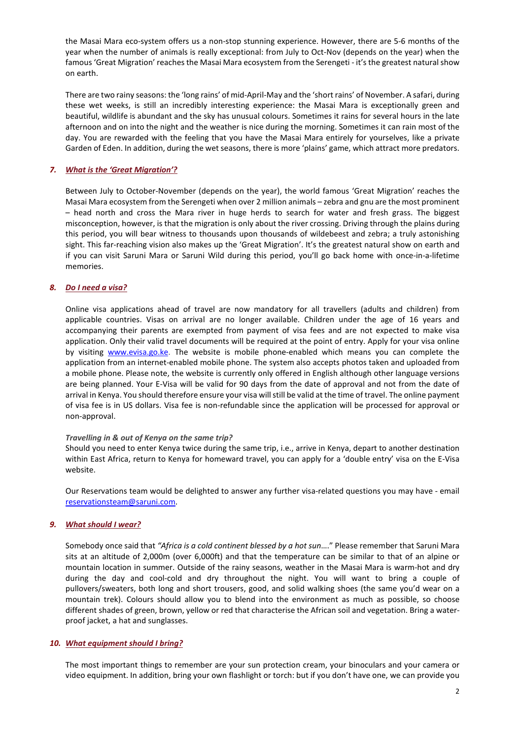the Masai Mara eco-system offers us a non-stop stunning experience. However, there are 5-6 months of the year when the number of animals is really exceptional: from July to Oct-Nov (depends on the year) when the famous 'Great Migration' reaches the Masai Mara ecosystem from the Serengeti - it's the greatest natural show on earth.

There are two rainy seasons: the 'long rains' of mid-April-May and the 'short rains' of November. A safari, during these wet weeks, is still an incredibly interesting experience: the Masai Mara is exceptionally green and beautiful, wildlife is abundant and the sky has unusual colours. Sometimes it rains for several hours in the late afternoon and on into the night and the weather is nice during the morning. Sometimes it can rain most of the day. You are rewarded with the feeling that you have the Masai Mara entirely for yourselves, like a private Garden of Eden. In addition, during the wet seasons, there is more 'plains' game, which attract more predators.

### 7. *What is the 'Great Migration'?*

Between July to October-November (depends on the year), the world famous 'Great Migration' reaches the Masai Mara ecosystem from the Serengeti when over 2 million animals – zebra and gnu are the most prominent – head north and cross the Mara river in huge herds to search for water and fresh grass. The biggest misconception, however, is that the migration is only about the river crossing. Driving through the plains during this period, you will bear witness to thousands upon thousands of wildebeest and zebra; a truly astonishing sight. This far-reaching vision also makes up the 'Great Migration'. It's the greatest natural show on earth and if you can visit Saruni Mara or Saruni Wild during this period, you'll go back home with once-in-a-lifetime memories.

### 8. *Do I need a visa?*

Online visa applications ahead of travel are now mandatory for all travellers (adults and children) from applicable countries. Visas on arrival are no longer available. Children under the age of 16 years and accompanying their parents are exempted from payment of visa fees and are not expected to make visa application. Only their valid travel documents will be required at the point of entry. Apply for your visa online by visiting [www.evisa.go.ke](http://www.evisa.go.ke). The website is mobile phone-enabled which means you can complete the application from an internet-enabled mobile phone. The system also accepts photos taken and uploaded from a mobile phone. Please note, the website is currently only offered in English although other language versions are being planned. Your E-Visa will be valid for 90 days from the date of approval and not from the date of arrival in Kenya. You should therefore ensure your visa will still be valid at the time of travel. The online payment of visa fee is in US dollars. Visa fee is non-refundable since the application will be processed for approval or non-approval.

***Travelling in & out of Kenya on the same trip?***
Should you need to enter Kenya twice during the same trip, i.e., arrive in Kenya, depart to another destination within East Africa, return to Kenya for homeward travel, you can apply for a 'double entry' visa on the E-Visa website.

Our Reservations team would be delighted to answer any further visa-related questions you may have - email [reservationsteam@saruni.com](mailto:reservationsteam@saruni.com).

### 9. *What should I wear?*

Somebody once said that *"Africa is a cold continent blessed by a hot sun*…." Please remember that Saruni Mara sits at an altitude of 2,000m (over 6,000ft) and that the temperature can be similar to that of an alpine or mountain location in summer. Outside of the rainy seasons, weather in the Masai Mara is warm-hot and dry during the day and cool-cold and dry throughout the night. You will want to bring a couple of pullovers/sweaters, both long and short trousers, good, and solid walking shoes (the same you'd wear on a mountain trek). Colours should allow you to blend into the environment as much as possible, so choose different shades of green, brown, yellow or red that characterise the African soil and vegetation. Bring a water-proof jacket, a hat and sunglasses.

### 10. *What equipment should I bring?*

The most important things to remember are your sun protection cream, your binoculars and your camera or video equipment. In addition, bring your own flashlight or torch: but if you don't have one, we can provide you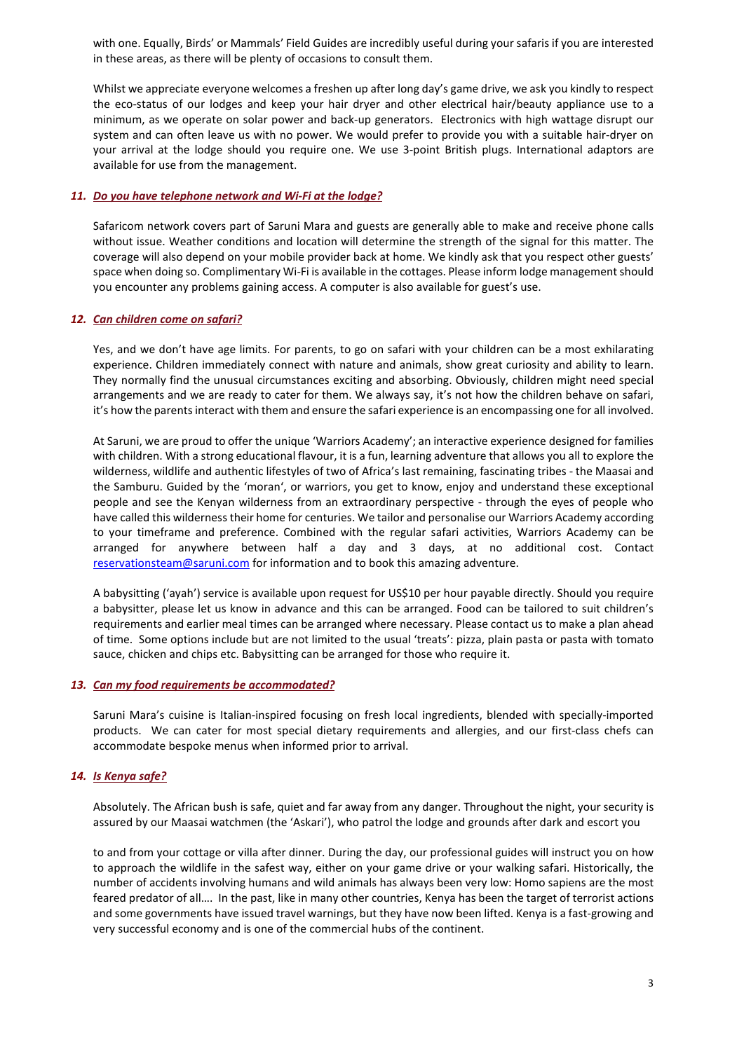with one. Equally, Birds' or Mammals' Field Guides are incredibly useful during your safaris if you are interested in these areas, as there will be plenty of occasions to consult them.

Whilst we appreciate everyone welcomes a freshen up after long day's game drive, we ask you kindly to respect the eco-status of our lodges and keep your hair dryer and other electrical hair/beauty appliance use to a minimum, as we operate on solar power and back-up generators. Electronics with high wattage disrupt our system and can often leave us with no power. We would prefer to provide you with a suitable hair-dryer on your arrival at the lodge should you require one. We use 3-point British plugs. International adaptors are available for use from the management.

### *11. Do you have telephone network and Wi-Fi at the lodge?*

Safaricom network covers part of Saruni Mara and guests are generally able to make and receive phone calls without issue. Weather conditions and location will determine the strength of the signal for this matter. The coverage will also depend on your mobile provider back at home. We kindly ask that you respect other guests' space when doing so. Complimentary Wi-Fi is available in the cottages. Please inform lodge management should you encounter any problems gaining access. A computer is also available for guest's use.

### *12. Can children come on safari?*

Yes, and we don't have age limits. For parents, to go on safari with your children can be a most exhilarating experience. Children immediately connect with nature and animals, show great curiosity and ability to learn. They normally find the unusual circumstances exciting and absorbing. Obviously, children might need special arrangements and we are ready to cater for them. We always say, it's not how the children behave on safari, it's how the parents interact with them and ensure the safari experience is an encompassing one for all involved.

At Saruni, we are proud to offer the unique 'Warriors Academy'; an interactive experience designed for families with children. With a strong educational flavour, it is a fun, learning adventure that allows you all to explore the wilderness, wildlife and authentic lifestyles of two of Africa's last remaining, fascinating tribes - the Maasai and the Samburu. Guided by the 'moran', or warriors, you get to know, enjoy and understand these exceptional people and see the Kenyan wilderness from an extraordinary perspective - through the eyes of people who have called this wilderness their home for centuries. We tailor and personalise our Warriors Academy according to your timeframe and preference. Combined with the regular safari activities, Warriors Academy can be arranged for anywhere between half a day and 3 days, at no additional cost. Contact reservationsteam@saruni.com for information and to book this amazing adventure.

A babysitting ('ayah') service is available upon request for US$10 per hour payable directly. Should you require a babysitter, please let us know in advance and this can be arranged. Food can be tailored to suit children's requirements and earlier meal times can be arranged where necessary. Please contact us to make a plan ahead of time. Some options include but are not limited to the usual 'treats': pizza, plain pasta or pasta with tomato sauce, chicken and chips etc. Babysitting can be arranged for those who require it.

### *13. Can my food requirements be accommodated?*

Saruni Mara's cuisine is Italian-inspired focusing on fresh local ingredients, blended with specially-imported products. We can cater for most special dietary requirements and allergies, and our first-class chefs can accommodate bespoke menus when informed prior to arrival.

### *14. Is Kenya safe?*

Absolutely. The African bush is safe, quiet and far away from any danger. Throughout the night, your security is assured by our Maasai watchmen (the 'Askari'), who patrol the lodge and grounds after dark and escort you to and from your cottage or villa after dinner. During the day, our professional guides will instruct you on how to approach the wildlife in the safest way, either on your game drive or your walking safari. Historically, the number of accidents involving humans and wild animals has always been very low: Homo sapiens are the most feared predator of all…. In the past, like in many other countries, Kenya has been the target of terrorist actions and some governments have issued travel warnings, but they have now been lifted. Kenya is a fast-growing and very successful economy and is one of the commercial hubs of the continent.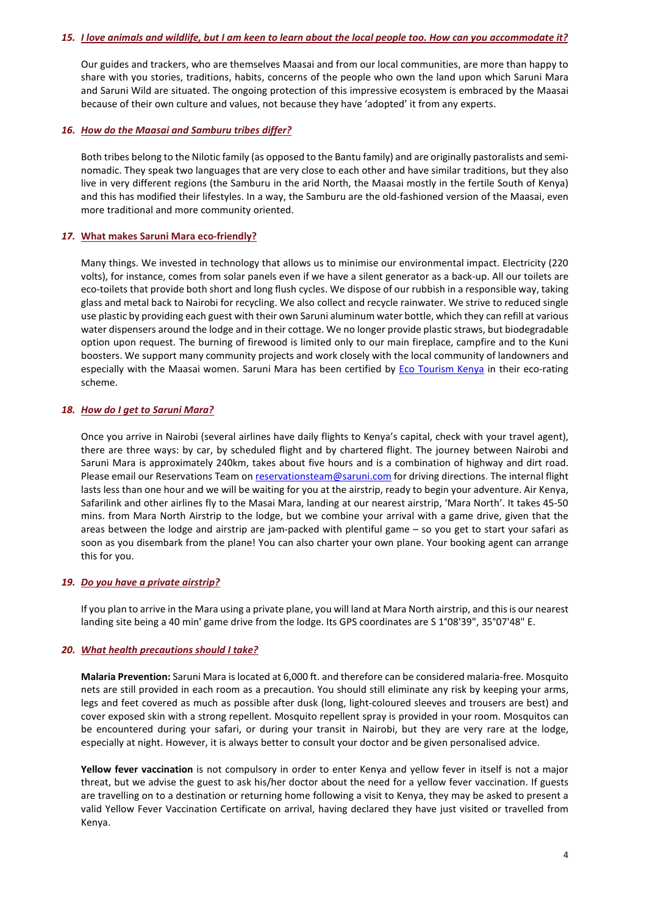### 15. *I love animals and wildlife, but I am keen to learn about the local people too. How can you accommodate it?*

Our guides and trackers, who are themselves Maasai and from our local communities, are more than happy to share with you stories, traditions, habits, concerns of the people who own the land upon which Saruni Mara and Saruni Wild are situated. The ongoing protection of this impressive ecosystem is embraced by the Maasai because of their own culture and values, not because they have 'adopted' it from any experts.

### 16. *How do the Maasai and Samburu tribes differ?*

Both tribes belong to the Nilotic family (as opposed to the Bantu family) and are originally pastoralists and semi-nomadic. They speak two languages that are very close to each other and have similar traditions, but they also live in very different regions (the Samburu in the arid North, the Maasai mostly in the fertile South of Kenya) and this has modified their lifestyles. In a way, the Samburu are the old-fashioned version of the Maasai, even more traditional and more community oriented.

### 17. What makes Saruni Mara eco-friendly?

Many things. We invested in technology that allows us to minimise our environmental impact. Electricity (220 volts), for instance, comes from solar panels even if we have a silent generator as a back-up. All our toilets are eco-toilets that provide both short and long flush cycles. We dispose of our rubbish in a responsible way, taking glass and metal back to Nairobi for recycling. We also collect and recycle rainwater. We strive to reduced single use plastic by providing each guest with their own Saruni aluminum water bottle, which they can refill at various water dispensers around the lodge and in their cottage. We no longer provide plastic straws, but biodegradable option upon request. The burning of firewood is limited only to our main fireplace, campfire and to the Kuni boosters. We support many community projects and work closely with the local community of landowners and especially with the Maasai women. Saruni Mara has been certified by Eco Tourism Kenya in their eco-rating scheme.

### 18. *How do I get to Saruni Mara?*

Once you arrive in Nairobi (several airlines have daily flights to Kenya's capital, check with your travel agent), there are three ways: by car, by scheduled flight and by chartered flight. The journey between Nairobi and Saruni Mara is approximately 240km, takes about five hours and is a combination of highway and dirt road. Please email our Reservations Team on reservationsteam@saruni.com for driving directions. The internal flight lasts less than one hour and we will be waiting for you at the airstrip, ready to begin your adventure. Air Kenya, Safarilink and other airlines fly to the Masai Mara, landing at our nearest airstrip, 'Mara North'. It takes 45-50 mins. from Mara North Airstrip to the lodge, but we combine your arrival with a game drive, given that the areas between the lodge and airstrip are jam-packed with plentiful game – so you get to start your safari as soon as you disembark from the plane! You can also charter your own plane. Your booking agent can arrange this for you.

### 19. *Do you have a private airstrip?*

If you plan to arrive in the Mara using a private plane, you will land at Mara North airstrip, and this is our nearest landing site being a 40 min' game drive from the lodge. Its GPS coordinates are S 1°08'39", 35°07'48" E.

### 20. *What health precautions should I take?*

**Malaria Prevention:** Saruni Mara is located at 6,000 ft. and therefore can be considered malaria-free. Mosquito nets are still provided in each room as a precaution. You should still eliminate any risk by keeping your arms, legs and feet covered as much as possible after dusk (long, light-coloured sleeves and trousers are best) and cover exposed skin with a strong repellent. Mosquito repellent spray is provided in your room. Mosquitos can be encountered during your safari, or during your transit in Nairobi, but they are very rare at the lodge, especially at night. However, it is always better to consult your doctor and be given personalised advice.

**Yellow fever vaccination** is not compulsory in order to enter Kenya and yellow fever in itself is not a major threat, but we advise the guest to ask his/her doctor about the need for a yellow fever vaccination. If guests are travelling on to a destination or returning home following a visit to Kenya, they may be asked to present a valid Yellow Fever Vaccination Certificate on arrival, having declared they have just visited or travelled from Kenya.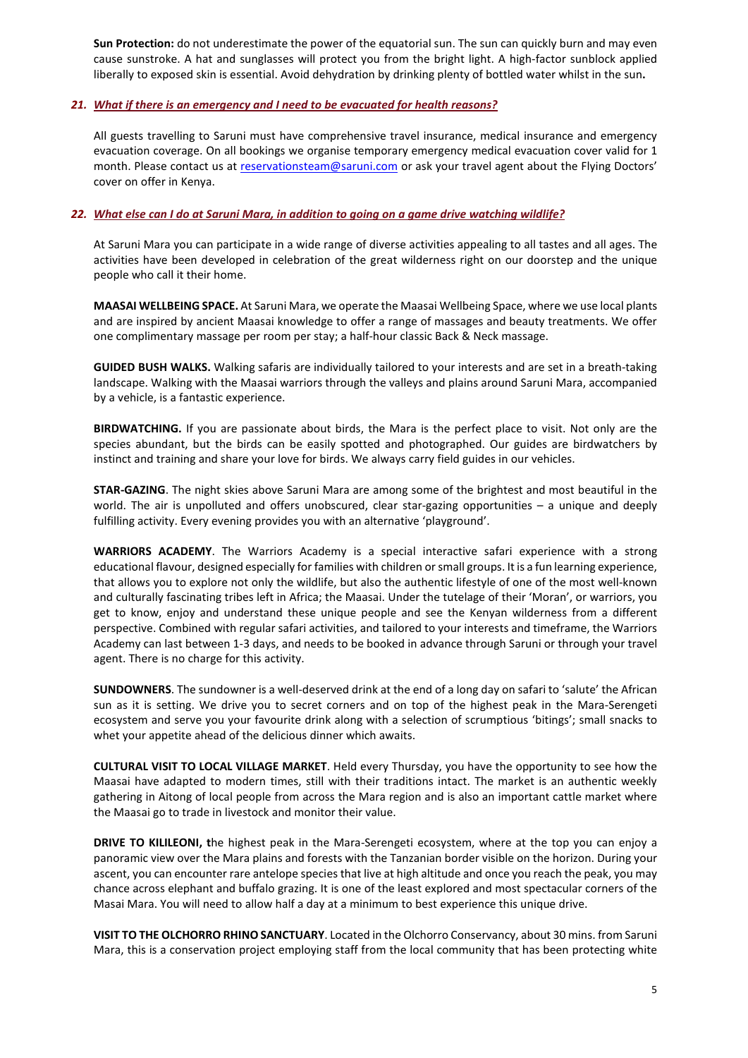**Sun Protection:** do not underestimate the power of the equatorial sun. The sun can quickly burn and may even cause sunstroke. A hat and sunglasses will protect you from the bright light. A high-factor sunblock applied liberally to exposed skin is essential. Avoid dehydration by drinking plenty of bottled water whilst in the sun**.**

### *21. What if there is an emergency and I need to be evacuated for health reasons?*

All guests travelling to Saruni must have comprehensive travel insurance, medical insurance and emergency evacuation coverage. On all bookings we organise temporary emergency medical evacuation cover valid for 1 month. Please contact us at reservationsteam@saruni.com or ask your travel agent about the Flying Doctors' cover on offer in Kenya.

### *22. What else can I do at Saruni Mara, in addition to going on a game drive watching wildlife?*

At Saruni Mara you can participate in a wide range of diverse activities appealing to all tastes and all ages. The activities have been developed in celebration of the great wilderness right on our doorstep and the unique people who call it their home.

**MAASAI WELLBEING SPACE.** At Saruni Mara, we operate the Maasai Wellbeing Space, where we use local plants and are inspired by ancient Maasai knowledge to offer a range of massages and beauty treatments. We offer one complimentary massage per room per stay; a half-hour classic Back & Neck massage.

**GUIDED BUSH WALKS.** Walking safaris are individually tailored to your interests and are set in a breath-taking landscape. Walking with the Maasai warriors through the valleys and plains around Saruni Mara, accompanied by a vehicle, is a fantastic experience.

**BIRDWATCHING.** If you are passionate about birds, the Mara is the perfect place to visit. Not only are the species abundant, but the birds can be easily spotted and photographed. Our guides are birdwatchers by instinct and training and share your love for birds. We always carry field guides in our vehicles.

**STAR-GAZING**. The night skies above Saruni Mara are among some of the brightest and most beautiful in the world. The air is unpolluted and offers unobscured, clear star-gazing opportunities – a unique and deeply fulfilling activity. Every evening provides you with an alternative 'playground'.

**WARRIORS ACADEMY**. The Warriors Academy is a special interactive safari experience with a strong educational flavour, designed especially for families with children or small groups. It is a fun learning experience, that allows you to explore not only the wildlife, but also the authentic lifestyle of one of the most well-known and culturally fascinating tribes left in Africa; the Maasai. Under the tutelage of their 'Moran', or warriors, you get to know, enjoy and understand these unique people and see the Kenyan wilderness from a different perspective. Combined with regular safari activities, and tailored to your interests and timeframe, the Warriors Academy can last between 1-3 days, and needs to be booked in advance through Saruni or through your travel agent. There is no charge for this activity.

**SUNDOWNERS**. The sundowner is a well-deserved drink at the end of a long day on safari to 'salute' the African sun as it is setting. We drive you to secret corners and on top of the highest peak in the Mara-Serengeti ecosystem and serve you your favourite drink along with a selection of scrumptious 'bitings'; small snacks to whet your appetite ahead of the delicious dinner which awaits.

**CULTURAL VISIT TO LOCAL VILLAGE MARKET**. Held every Thursday, you have the opportunity to see how the Maasai have adapted to modern times, still with their traditions intact. The market is an authentic weekly gathering in Aitong of local people from across the Mara region and is also an important cattle market where the Maasai go to trade in livestock and monitor their value.

**DRIVE TO KILILEONI, t**he highest peak in the Mara-Serengeti ecosystem, where at the top you can enjoy a panoramic view over the Mara plains and forests with the Tanzanian border visible on the horizon. During your ascent, you can encounter rare antelope species that live at high altitude and once you reach the peak, you may chance across elephant and buffalo grazing. It is one of the least explored and most spectacular corners of the Masai Mara. You will need to allow half a day at a minimum to best experience this unique drive.

**VISIT TO THE OLCHORRO RHINO SANCTUARY**. Located in the Olchorro Conservancy, about 30 mins. from Saruni Mara, this is a conservation project employing staff from the local community that has been protecting white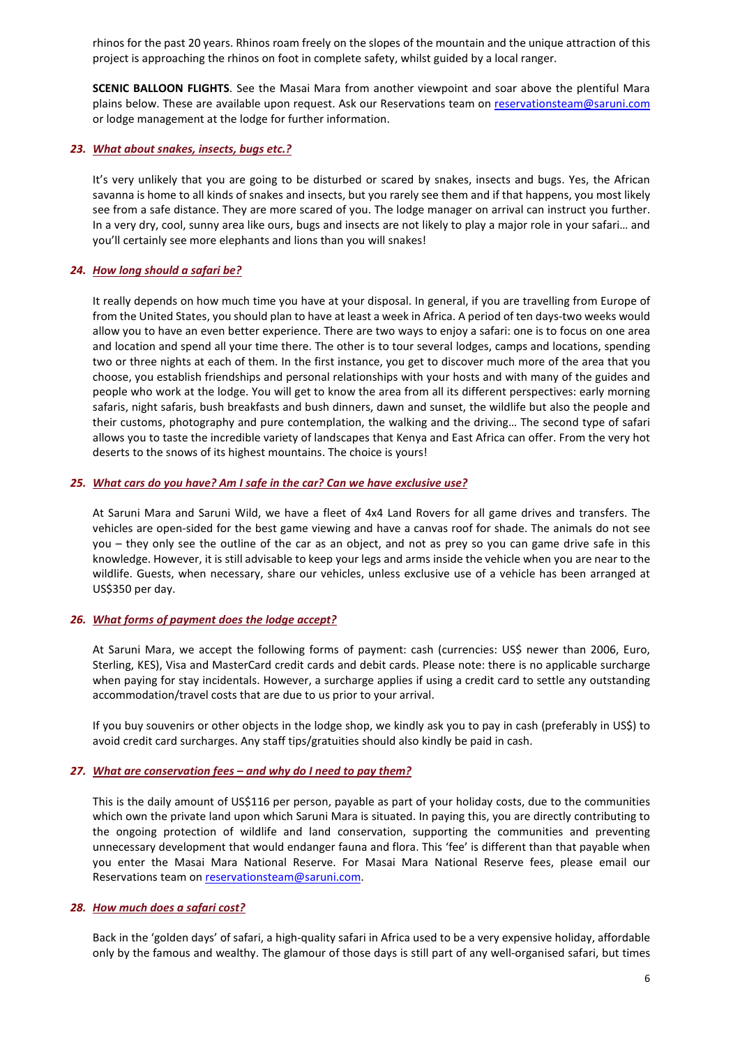rhinos for the past 20 years. Rhinos roam freely on the slopes of the mountain and the unique attraction of this project is approaching the rhinos on foot in complete safety, whilst guided by a local ranger.

**SCENIC BALLOON FLIGHTS**. See the Masai Mara from another viewpoint and soar above the plentiful Mara plains below. These are available upon request. Ask our Reservations team on reservationsteam@saruni.com or lodge management at the lodge for further information.

### 23. *What about snakes, insects, bugs etc.?*

It's very unlikely that you are going to be disturbed or scared by snakes, insects and bugs. Yes, the African savanna is home to all kinds of snakes and insects, but you rarely see them and if that happens, you most likely see from a safe distance. They are more scared of you. The lodge manager on arrival can instruct you further. In a very dry, cool, sunny area like ours, bugs and insects are not likely to play a major role in your safari… and you'll certainly see more elephants and lions than you will snakes!

### 24. *How long should a safari be?*

It really depends on how much time you have at your disposal. In general, if you are travelling from Europe of from the United States, you should plan to have at least a week in Africa. A period of ten days-two weeks would allow you to have an even better experience. There are two ways to enjoy a safari: one is to focus on one area and location and spend all your time there. The other is to tour several lodges, camps and locations, spending two or three nights at each of them. In the first instance, you get to discover much more of the area that you choose, you establish friendships and personal relationships with your hosts and with many of the guides and people who work at the lodge. You will get to know the area from all its different perspectives: early morning safaris, night safaris, bush breakfasts and bush dinners, dawn and sunset, the wildlife but also the people and their customs, photography and pure contemplation, the walking and the driving… The second type of safari allows you to taste the incredible variety of landscapes that Kenya and East Africa can offer. From the very hot deserts to the snows of its highest mountains. The choice is yours!

### 25. *What cars do you have? Am I safe in the car? Can we have exclusive use?*

At Saruni Mara and Saruni Wild, we have a fleet of 4x4 Land Rovers for all game drives and transfers. The vehicles are open-sided for the best game viewing and have a canvas roof for shade. The animals do not see you – they only see the outline of the car as an object, and not as prey so you can game drive safe in this knowledge. However, it is still advisable to keep your legs and arms inside the vehicle when you are near to the wildlife. Guests, when necessary, share our vehicles, unless exclusive use of a vehicle has been arranged at US$350 per day.

### 26. *What forms of payment does the lodge accept?*

At Saruni Mara, we accept the following forms of payment: cash (currencies: US$ newer than 2006, Euro, Sterling, KES), Visa and MasterCard credit cards and debit cards. Please note: there is no applicable surcharge when paying for stay incidentals. However, a surcharge applies if using a credit card to settle any outstanding accommodation/travel costs that are due to us prior to your arrival.

If you buy souvenirs or other objects in the lodge shop, we kindly ask you to pay in cash (preferably in US$) to avoid credit card surcharges. Any staff tips/gratuities should also kindly be paid in cash.

### 27. *What are conservation fees – and why do I need to pay them?*

This is the daily amount of US$116 per person, payable as part of your holiday costs, due to the communities which own the private land upon which Saruni Mara is situated. In paying this, you are directly contributing to the ongoing protection of wildlife and land conservation, supporting the communities and preventing unnecessary development that would endanger fauna and flora. This 'fee' is different than that payable when you enter the Masai Mara National Reserve. For Masai Mara National Reserve fees, please email our Reservations team on reservationsteam@saruni.com.

### 28. *How much does a safari cost?*

Back in the 'golden days' of safari, a high-quality safari in Africa used to be a very expensive holiday, affordable only by the famous and wealthy. The glamour of those days is still part of any well-organised safari, but times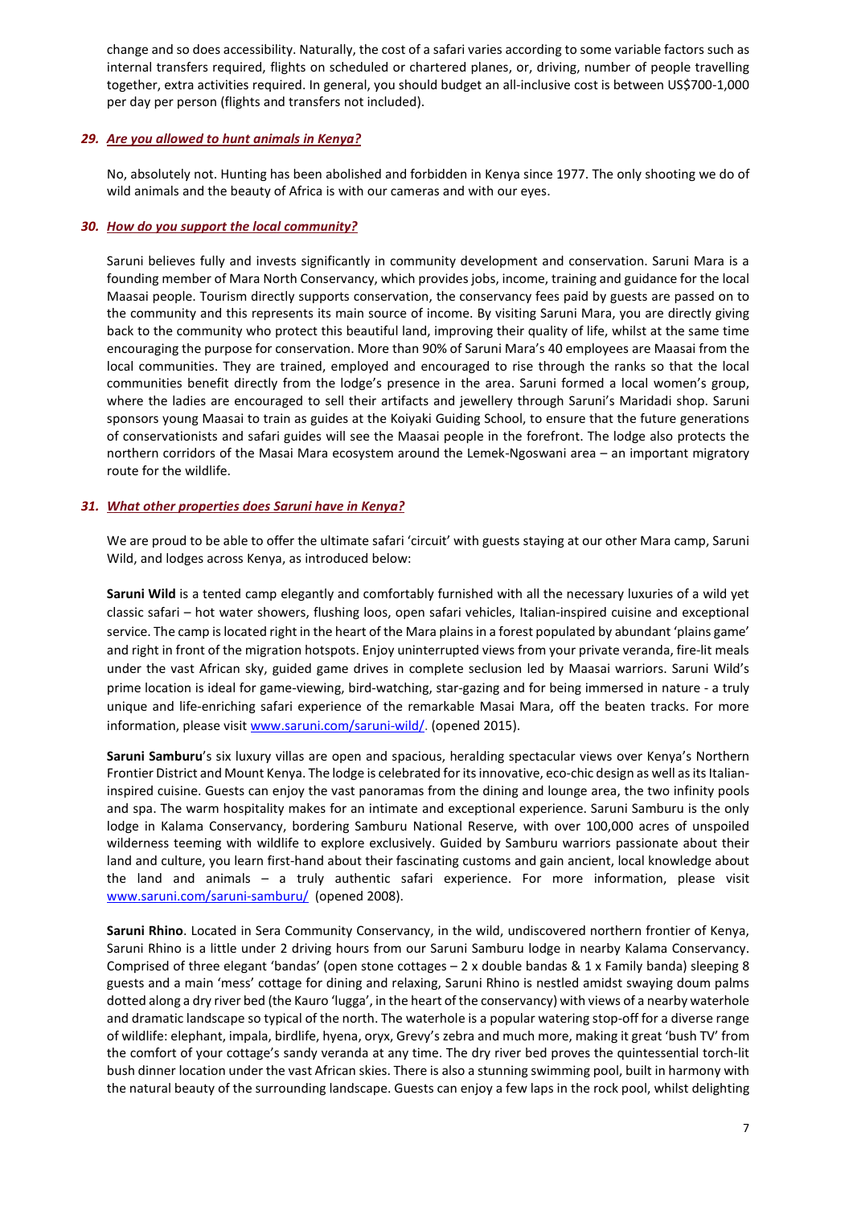change and so does accessibility. Naturally, the cost of a safari varies according to some variable factors such as internal transfers required, flights on scheduled or chartered planes, or, driving, number of people travelling together, extra activities required. In general, you should budget an all-inclusive cost is between US$700-1,000 per day per person (flights and transfers not included).

### *29. Are you allowed to hunt animals in Kenya?*

No, absolutely not. Hunting has been abolished and forbidden in Kenya since 1977. The only shooting we do of wild animals and the beauty of Africa is with our cameras and with our eyes.

### *30. How do you support the local community?*

Saruni believes fully and invests significantly in community development and conservation. Saruni Mara is a founding member of Mara North Conservancy, which provides jobs, income, training and guidance for the local Maasai people. Tourism directly supports conservation, the conservancy fees paid by guests are passed on to the community and this represents its main source of income. By visiting Saruni Mara, you are directly giving back to the community who protect this beautiful land, improving their quality of life, whilst at the same time encouraging the purpose for conservation. More than 90% of Saruni Mara's 40 employees are Maasai from the local communities. They are trained, employed and encouraged to rise through the ranks so that the local communities benefit directly from the lodge's presence in the area. Saruni formed a local women's group, where the ladies are encouraged to sell their artifacts and jewellery through Saruni's Maridadi shop. Saruni sponsors young Maasai to train as guides at the Koiyaki Guiding School, to ensure that the future generations of conservationists and safari guides will see the Maasai people in the forefront. The lodge also protects the northern corridors of the Masai Mara ecosystem around the Lemek-Ngoswani area – an important migratory route for the wildlife.

### *31. What other properties does Saruni have in Kenya?*

We are proud to be able to offer the ultimate safari 'circuit' with guests staying at our other Mara camp, Saruni Wild, and lodges across Kenya, as introduced below:

**Saruni Wild** is a tented camp elegantly and comfortably furnished with all the necessary luxuries of a wild yet classic safari – hot water showers, flushing loos, open safari vehicles, Italian-inspired cuisine and exceptional service. The camp is located right in the heart of the Mara plains in a forest populated by abundant 'plains game' and right in front of the migration hotspots. Enjoy uninterrupted views from your private veranda, fire-lit meals under the vast African sky, guided game drives in complete seclusion led by Maasai warriors. Saruni Wild's prime location is ideal for game-viewing, bird-watching, star-gazing and for being immersed in nature - a truly unique and life-enriching safari experience of the remarkable Masai Mara, off the beaten tracks. For more information, please visit [www.saruni.com/saruni-wild/](www.saruni.com/saruni-wild/). (opened 2015).

**Saruni Samburu**'s six luxury villas are open and spacious, heralding spectacular views over Kenya's Northern Frontier District and Mount Kenya. The lodge is celebrated for its innovative, eco-chic design as well as its Italian-inspired cuisine. Guests can enjoy the vast panoramas from the dining and lounge area, the two infinity pools and spa. The warm hospitality makes for an intimate and exceptional experience. Saruni Samburu is the only lodge in Kalama Conservancy, bordering Samburu National Reserve, with over 100,000 acres of unspoiled wilderness teeming with wildlife to explore exclusively. Guided by Samburu warriors passionate about their land and culture, you learn first-hand about their fascinating customs and gain ancient, local knowledge about the land and animals – a truly authentic safari experience. For more information, please visit [www.saruni.com/saruni-samburu/](www.saruni.com/saruni-samburu/) (opened 2008).

**Saruni Rhino**. Located in Sera Community Conservancy, in the wild, undiscovered northern frontier of Kenya, Saruni Rhino is a little under 2 driving hours from our Saruni Samburu lodge in nearby Kalama Conservancy. Comprised of three elegant 'bandas' (open stone cottages – 2 x double bandas & 1 x Family banda) sleeping 8 guests and a main 'mess' cottage for dining and relaxing, Saruni Rhino is nestled amidst swaying doum palms dotted along a dry river bed (the Kauro 'lugga', in the heart of the conservancy) with views of a nearby waterhole and dramatic landscape so typical of the north. The waterhole is a popular watering stop-off for a diverse range of wildlife: elephant, impala, birdlife, hyena, oryx, Grevy's zebra and much more, making it great 'bush TV' from the comfort of your cottage's sandy veranda at any time. The dry river bed proves the quintessential torch-lit bush dinner location under the vast African skies. There is also a stunning swimming pool, built in harmony with the natural beauty of the surrounding landscape. Guests can enjoy a few laps in the rock pool, whilst delighting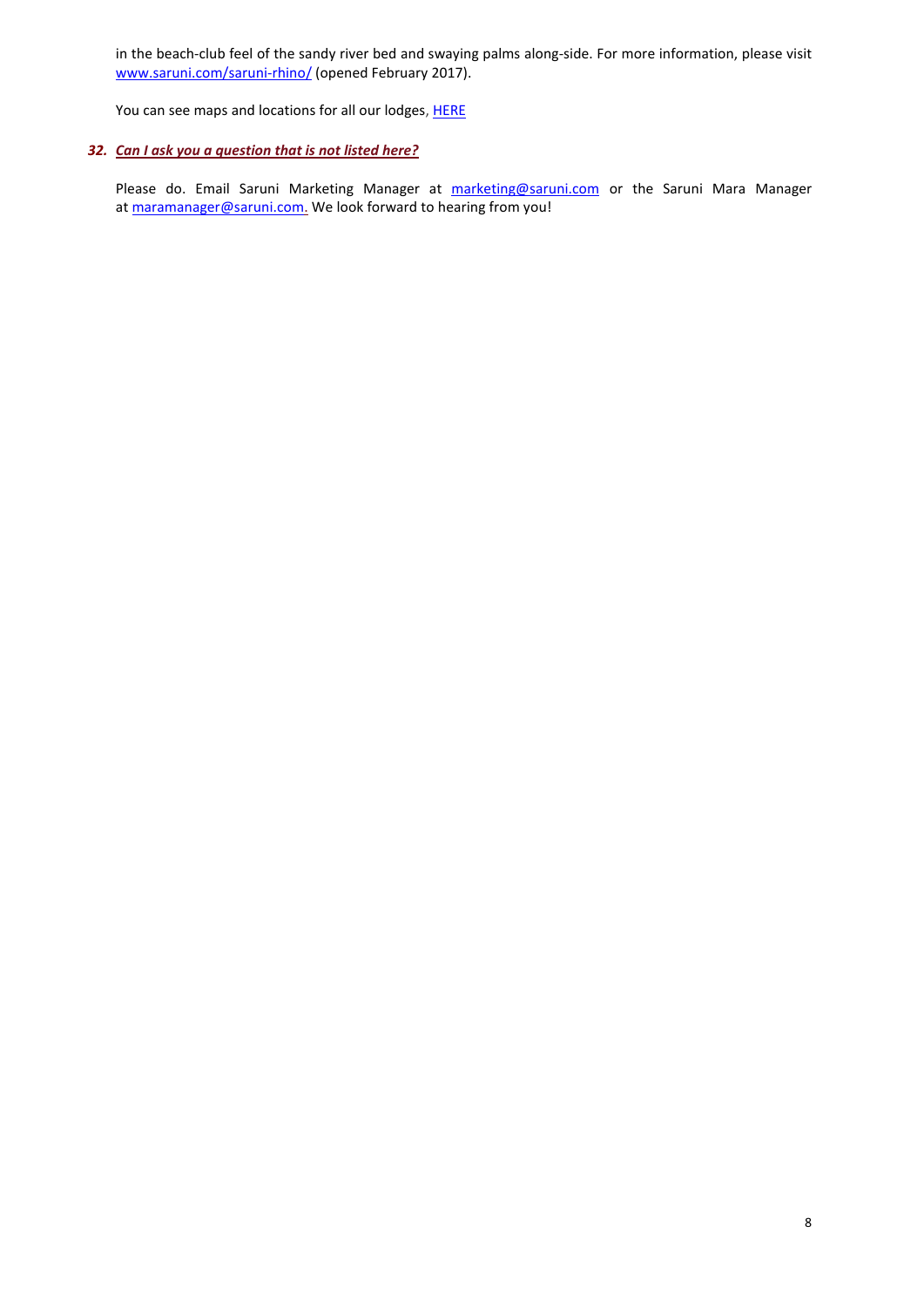in the beach-club feel of the sandy river bed and swaying palms along-side. For more information, please visit [www.saruni.com/saruni-rhino/](www.saruni.com/saruni-rhino/) (opened February 2017).

You can see maps and locations for all our lodges, HERE

### *32. Can I ask you a question that is not listed here?*

Please do. Email Saruni Marketing Manager at marketing@saruni.com or the Saruni Mara Manager at maramanager@saruni.com. We look forward to hearing from you!